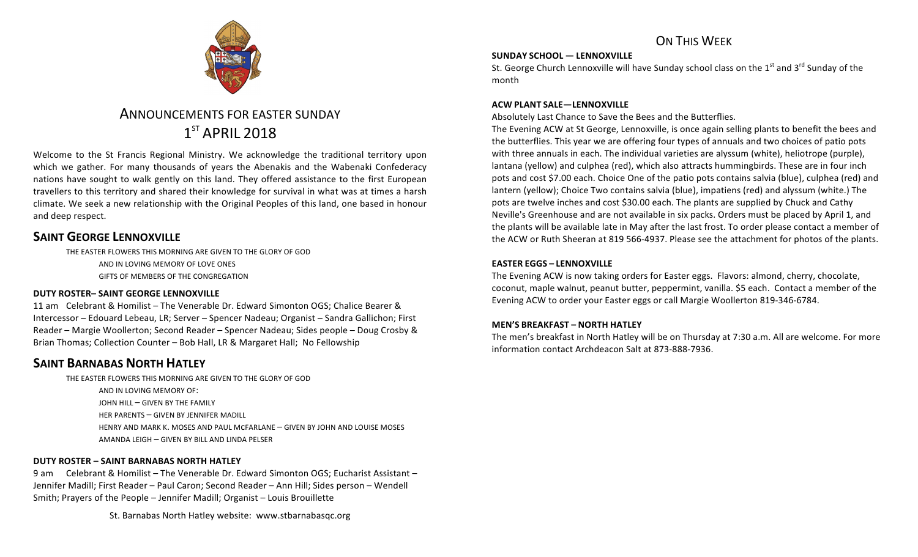# ANNOUNCEMENTS FOR EASTER SUNDAY 1ST APRIL 2018

Welcome to the St Francis Regional Ministry. We acknowledge the traditional territory upon which we gather. For many thousands of years the Abenakis and the Wabenaki Confederacy nations have sought to walk gently on this land. They offered assistance to the first European travellers to this territory and shared their knowledge for survival in what was at times a harsh climate. We seek a new relationship with the Original Peoples of this land, one based in honour and deep respect.

## SAINT GEORGE LENNOXVILLE

THE EASTER FLOWERS THIS MORNING ARE GIVEN TO THE GLORY OF GOD
AND IN LOVING MEMORY OF LOVE ONES
GIFTS OF MEMBERS OF THE CONGREGATION

### DUTY ROSTER– SAINT GEORGE LENNOXVILLE

11 am Celebrant & Homilist – The Venerable Dr. Edward Simonton OGS; Chalice Bearer & Intercessor – Edouard Lebeau, LR; Server – Spencer Nadeau; Organist – Sandra Gallichon; First Reader – Margie Woollerton; Second Reader – Spencer Nadeau; Sides people – Doug Crosby & Brian Thomas; Collection Counter – Bob Hall, LR & Margaret Hall; No Fellowship

## SAINT BARNABAS NORTH HATLEY

THE EASTER FLOWERS THIS MORNING ARE GIVEN TO THE GLORY OF GOD
AND IN LOVING MEMORY OF:
JOHN HILL – GIVEN BY THE FAMILY
HER PARENTS – GIVEN BY JENNIFER MADILL
HENRY AND MARK K. MOSES AND PAUL MCFARLANE – GIVEN BY JOHN AND LOUISE MOSES
AMANDA LEIGH – GIVEN BY BILL AND LINDA PELSER

### DUTY ROSTER – SAINT BARNABAS NORTH HATLEY

9 am Celebrant & Homilist – The Venerable Dr. Edward Simonton OGS; Eucharist Assistant – Jennifer Madill; First Reader – Paul Caron; Second Reader – Ann Hill; Sides person – Wendell Smith; Prayers of the People – Jennifer Madill; Organist – Louis Brouillette

St. Barnabas North Hatley website: www.stbarnabasqc.org

## ON THIS WEEK

### SUNDAY SCHOOL — LENNOXVILLE

St. George Church Lennoxville will have Sunday school class on the 1st and 3rd Sunday of the month

### ACW PLANT SALE—LENNOXVILLE

Absolutely Last Chance to Save the Bees and the Butterflies.

The Evening ACW at St George, Lennoxville, is once again selling plants to benefit the bees and the butterflies. This year we are offering four types of annuals and two choices of patio pots with three annuals in each. The individual varieties are alyssum (white), heliotrope (purple), lantana (yellow) and culphea (red), which also attracts hummingbirds. These are in four inch pots and cost $7.00 each. Choice One of the patio pots contains salvia (blue), culphea (red) and lantern (yellow); Choice Two contains salvia (blue), impatiens (red) and alyssum (white.) The pots are twelve inches and cost $30.00 each. The plants are supplied by Chuck and Cathy Neville's Greenhouse and are not available in six packs. Orders must be placed by April 1, and the plants will be available late in May after the last frost. To order please contact a member of the ACW or Ruth Sheeran at 819 566-4937. Please see the attachment for photos of the plants.

### EASTER EGGS – LENNOXVILLE

The Evening ACW is now taking orders for Easter eggs. Flavors: almond, cherry, chocolate, coconut, maple walnut, peanut butter, peppermint, vanilla. $5 each. Contact a member of the Evening ACW to order your Easter eggs or call Margie Woollerton 819-346-6784.

### MEN'S BREAKFAST – NORTH HATLEY

The men's breakfast in North Hatley will be on Thursday at 7:30 a.m. All are welcome. For more information contact Archdeacon Salt at 873-888-7936.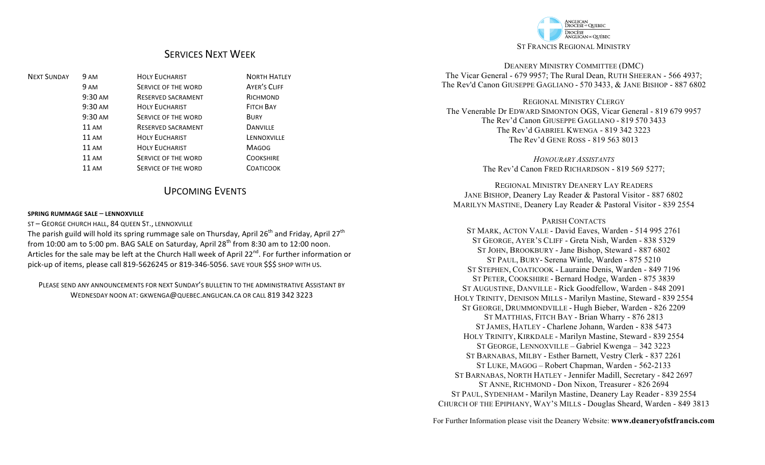## Services Next Week

| | | | |
|---|---|---|---|
| Next Sunday | 9 AM | Holy Eucharist | North Hatley |
| | 9 AM | Service of the Word | Ayer's Cliff |
| | 9:30 AM | Reserved Sacrament | Richmond |
| | 9:30 AM | Holy Eucharist | Fitch Bay |
| | 9:30 AM | Service of the Word | Bury |
| | 11 AM | Reserved Sacrament | Danville |
| | 11 AM | Holy Eucharist | Lennoxville |
| | 11 AM | Holy Eucharist | Magog |
| | 11 AM | Service of the Word | Cookshire |
| | 11 AM | Service of the Word | Coaticook |

## Upcoming Events

**SPRING RUMMAGE SALE – LENNOXVILLE**

ST – GEORGE CHURCH HALL, 84 QUEEN ST., LENNOXVILLE

The parish guild will hold its spring rummage sale on Thursday, April 26th and Friday, April 27th from 10:00 am to 5:00 pm. BAG SALE on Saturday, April 28th from 8:30 am to 12:00 noon. Articles for the sale may be left at the Church Hall week of April 22nd. For further information or pick-up of items, please call 819-5626245 or 819-346-5056. SAVE YOUR $$$ SHOP WITH US.

PLEASE SEND ANY ANNOUNCEMENTS FOR NEXT SUNDAY'S BULLETIN TO THE ADMINISTRATIVE ASSISTANT BY WEDNESDAY NOON AT: GKWENGA@QUEBEC.ANGLICAN.CA OR CALL 819 342 3223

Anglican Diocese of Quebec
Diocèse Anglican de Québec

ST FRANCIS REGIONAL MINISTRY

DEANERY MINISTRY COMMITTEE (DMC)
The Vicar General - 679 9957; The Rural Dean, RUTH SHEERAN - 566 4937;
The Rev'd Canon GIUSEPPE GAGLIANO - 570 3433, & JANE BISHOP - 887 6802

REGIONAL MINISTRY CLERGY
The Venerable Dr EDWARD SIMONTON OGS, Vicar General - 819 679 9957
The Rev'd Canon GIUSEPPE GAGLIANO - 819 570 3433
The Rev'd GABRIEL KWENGA - 819 342 3223
The Rev'd GENE ROSS - 819 563 8013

*HONOURARY ASSISTANTS*
The Rev'd Canon FRED RICHARDSON - 819 569 5277;

REGIONAL MINISTRY DEANERY LAY READERS
JANE BISHOP, Deanery Lay Reader & Pastoral Visitor - 887 6802
MARILYN MASTINE, Deanery Lay Reader & Pastoral Visitor - 839 2554

PARISH CONTACTS
ST MARK, ACTON VALE - David Eaves, Warden - 514 995 2761
ST GEORGE, AYER'S CLIFF - Greta Nish, Warden - 838 5329
ST JOHN, BROOKBURY - Jane Bishop, Steward - 887 6802
ST PAUL, BURY- Serena Wintle, Warden - 875 5210
ST STEPHEN, COATICOOK - Lauraine Denis, Warden - 849 7196
ST PETER, COOKSHIRE - Bernard Hodge, Warden - 875 3839
ST AUGUSTINE, DANVILLE - Rick Goodfellow, Warden - 848 2091
HOLY TRINITY, DENISON MILLS - Marilyn Mastine, Steward - 839 2554
ST GEORGE, DRUMMONDVILLE - Hugh Bieber, Warden - 826 2209
ST MATTHIAS, FITCH BAY - Brian Wharry - 876 2813
ST JAMES, HATLEY - Charlene Johann, Warden - 838 5473
HOLY TRINITY, KIRKDALE - Marilyn Mastine, Steward - 839 2554
ST GEORGE, LENNOXVILLE – Gabriel Kwenga – 342 3223
ST BARNABAS, MILBY - Esther Barnett, Vestry Clerk - 837 2261
ST LUKE, MAGOG – Robert Chapman, Warden - 562-2133
ST BARNABAS, NORTH HATLEY - Jennifer Madill, Secretary - 842 2697
ST ANNE, RICHMOND - Don Nixon, Treasurer - 826 2694
ST PAUL, SYDENHAM - Marilyn Mastine, Deanery Lay Reader - 839 2554
CHURCH OF THE EPIPHANY, WAY'S MILLS - Douglas Sheard, Warden - 849 3813

For Further Information please visit the Deanery Website: **www.deaneryofstfrancis.com**